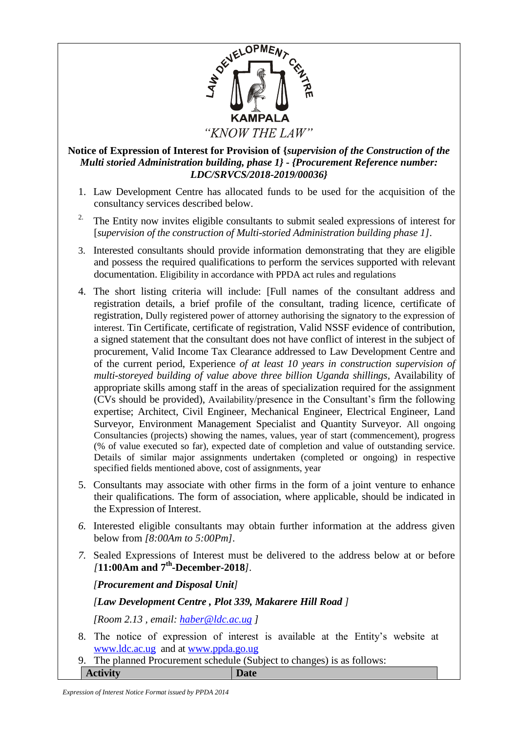LAW DEVELOPMENT CENTRE

KAMPALA

*"KNOW THE LAW"*

**Notice of Expression of Interest for Provision of {*supervision of the Construction of the Multi storied Administration building, phase 1*} - {*Procurement Reference number: LDC/SRVCS/2018-2019/00036*}**

1. Law Development Centre has allocated funds to be used for the acquisition of the consultancy services described below.
2. The Entity now invites eligible consultants to submit sealed expressions of interest for [*supervision of the construction of Multi-storied Administration building phase 1*].
3. Interested consultants should provide information demonstrating that they are eligible and possess the required qualifications to perform the services supported with relevant documentation. Eligibility in accordance with PPDA act rules and regulations
4. The short listing criteria will include: [Full names of the consultant address and registration details, a brief profile of the consultant, trading licence, certificate of registration, Dully registered power of attorney authorising the signatory to the expression of interest. Tin Certificate, certificate of registration, Valid NSSF evidence of contribution, a signed statement that the consultant does not have conflict of interest in the subject of procurement, Valid Income Tax Clearance addressed to Law Development Centre and of the current period, Experience *of at least 10 years in construction supervision of multi-storeyed building of value above three billion Uganda shillings*, Availability of appropriate skills among staff in the areas of specialization required for the assignment (CVs should be provided), Availability/presence in the Consultant's firm the following expertise; Architect, Civil Engineer, Mechanical Engineer, Electrical Engineer, Land Surveyor, Environment Management Specialist and Quantity Surveyor. All ongoing Consultancies (projects) showing the names, values, year of start (commencement), progress (% of value executed so far), expected date of completion and value of outstanding service. Details of similar major assignments undertaken (completed or ongoing) in respective specified fields mentioned above, cost of assignments, year
5. Consultants may associate with other firms in the form of a joint venture to enhance their qualifications. The form of association, where applicable, should be indicated in the Expression of Interest.
6. Interested eligible consultants may obtain further information at the address given below from *[8:00Am to 5:00Pm]*.
7. Sealed Expressions of Interest must be delivered to the address below at or before *[***11:00Am and 7th-December-2018***]*.

   ***[Procurement and Disposal Unit]***

   ***[Law Development Centre , Plot 339, Makarere Hill Road ]***

   *[Room 2.13 , email: haber@ldc.ac.ug ]*

8. The notice of expression of interest is available at the Entity's website at www.ldc.ac.ug and at www.ppda.go.ug
9. The planned Procurement schedule (Subject to changes) is as follows:

| Activity | Date |
|---|---|

*Expression of Interest Notice Format issued by PPDA 2014*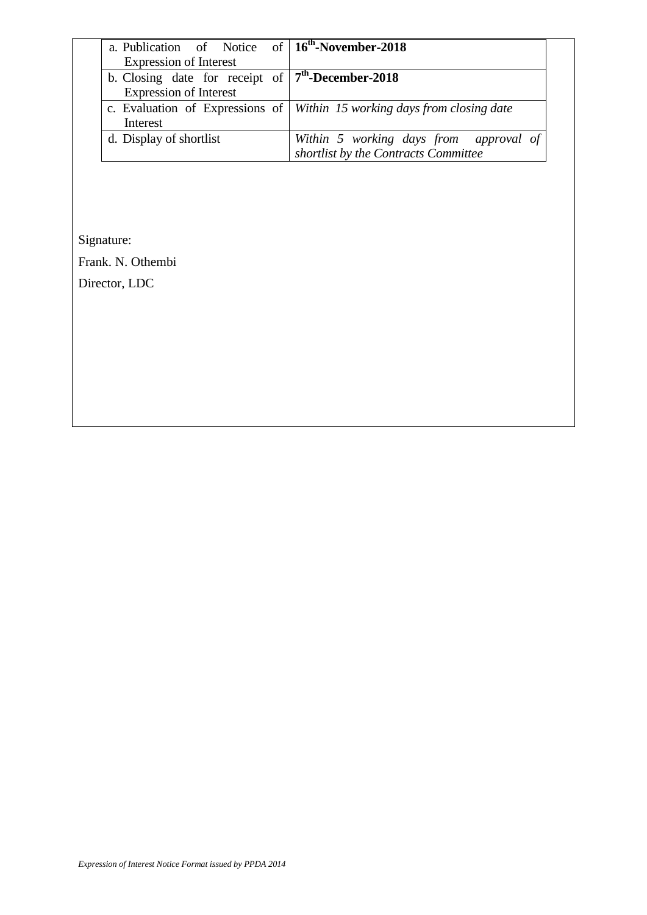| | |
|---|---|
| a. Publication of Notice of Expression of Interest | **16th-November-2018** |
| b. Closing date for receipt of Expression of Interest | **7th-December-2018** |
| c. Evaluation of Expressions of Interest | *Within 15 working days from closing date* |
| d. Display of shortlist | *Within 5 working days from approval of shortlist by the Contracts Committee* |

Signature:

Frank. N. Othembi

Director, LDC

*Expression of Interest Notice Format issued by PPDA 2014*